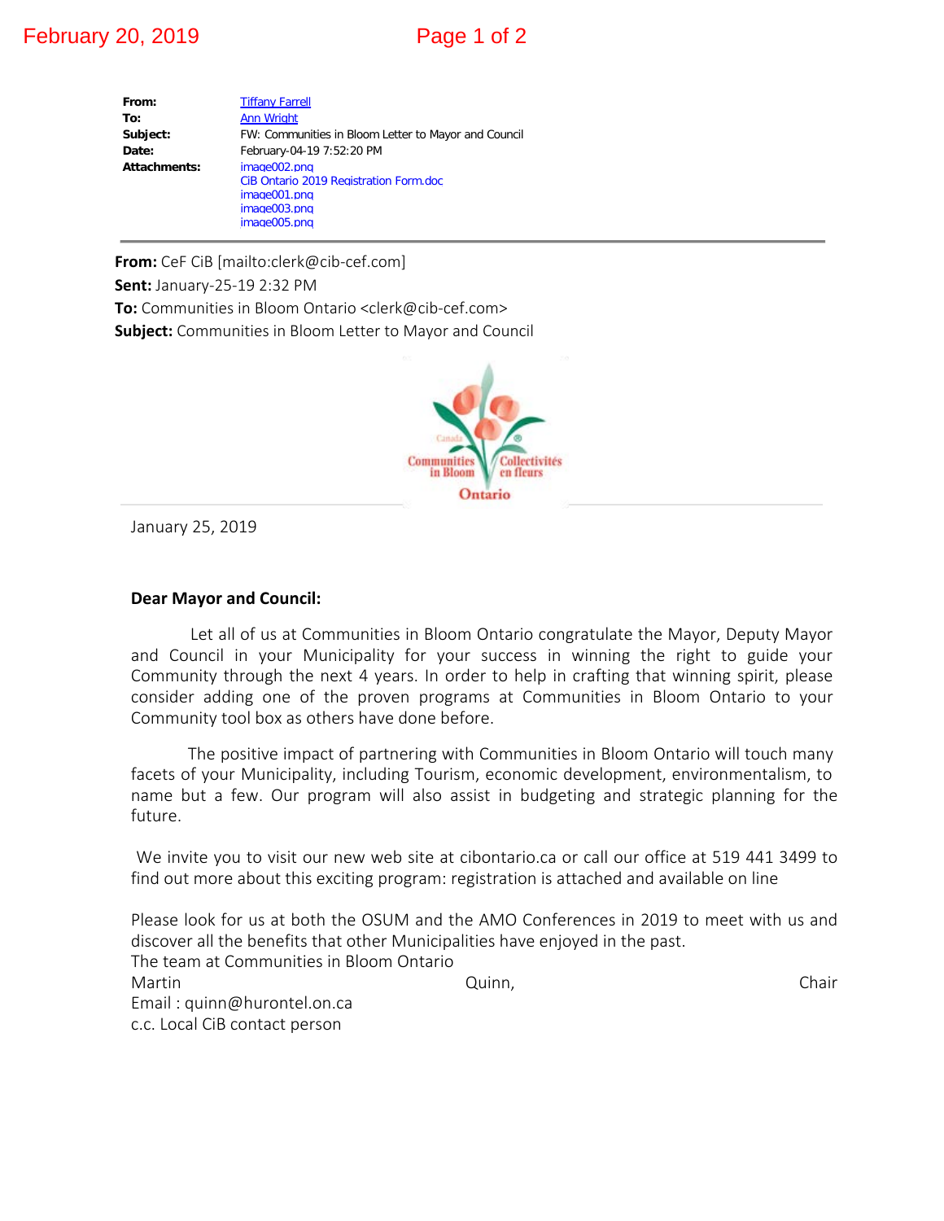**From:** Tiffany Farrell
**To:** Ann Wright
**Subject:** FW: Communities in Bloom Letter to Mayor and Council
**Date:** February-04-19 7:52:20 PM
**Attachments:** image002.png
CiB Ontario 2019 Registration Form.doc
image001.png
image003.png
image005.png

---

**From:** CeF CiB [mailto:clerk@cib-cef.com]
**Sent:** January-25-19 2:32 PM
**To:** Communities in Bloom Ontario <clerk@cib-cef.com>
**Subject:** Communities in Bloom Letter to Mayor and Council

Canada Communities in Bloom Collectivités en fleurs Ontario

January 25, 2019

**Dear Mayor and Council:**

Let all of us at Communities in Bloom Ontario congratulate the Mayor, Deputy Mayor and Council in your Municipality for your success in winning the right to guide your Community through the next 4 years. In order to help in crafting that winning spirit, please consider adding one of the proven programs at Communities in Bloom Ontario to your Community tool box as others have done before.

The positive impact of partnering with Communities in Bloom Ontario will touch many facets of your Municipality, including Tourism, economic development, environmentalism, to name but a few. Our program will also assist in budgeting and strategic planning for the future.

We invite you to visit our new web site at cibontario.ca or call our office at 519 441 3499 to find out more about this exciting program: registration is attached and available on line

Please look for us at both the OSUM and the AMO Conferences in 2019 to meet with us and discover all the benefits that other Municipalities have enjoyed in the past.
The team at Communities in Bloom Ontario
Martin Quinn, Chair
Email : quinn@hurontel.on.ca
c.c. Local CiB contact person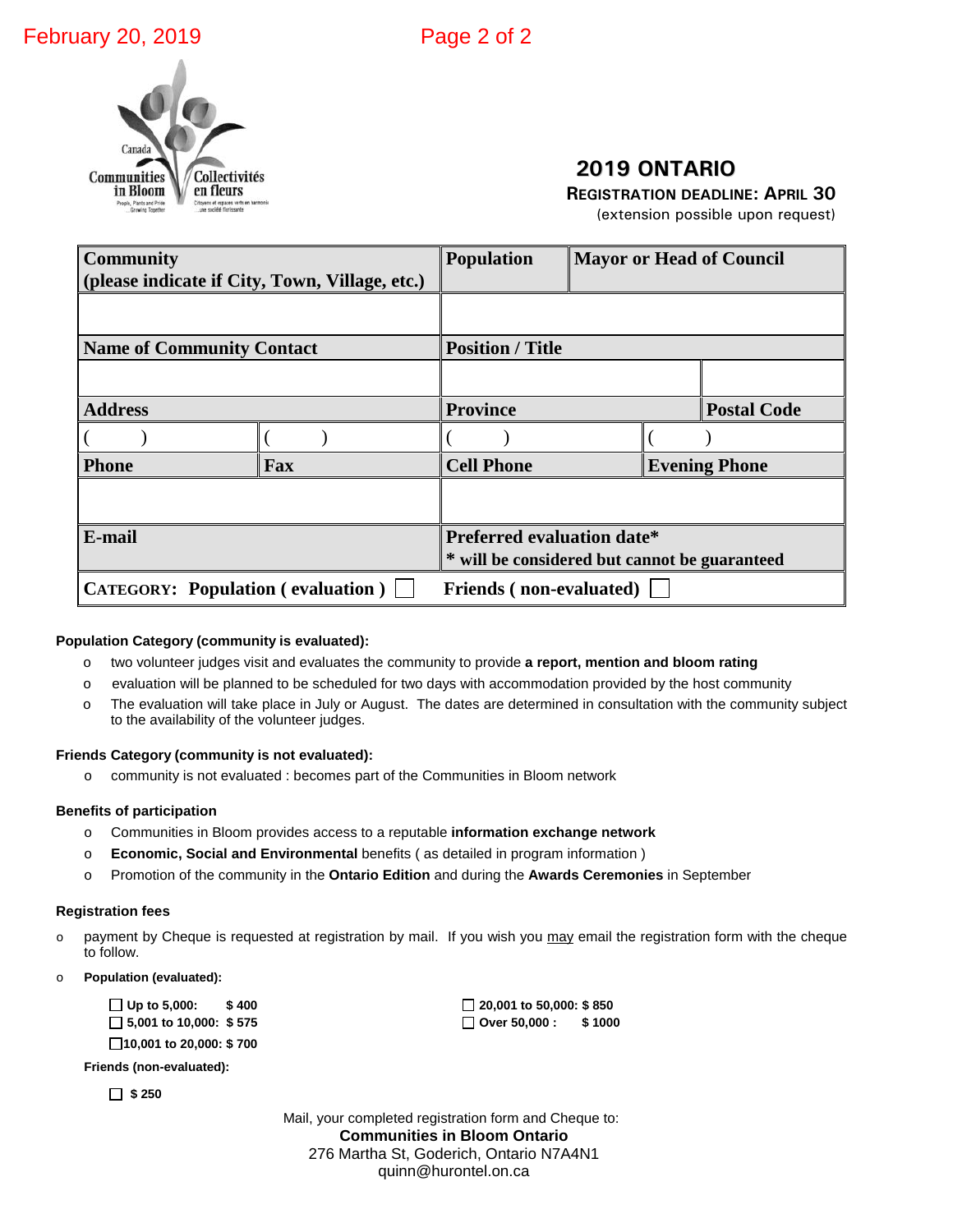Canada Communities in Bloom
Collectivités en fleurs

## 2019 ONTARIO

**REGISTRATION DEADLINE: APRIL 30**

(extension possible upon request)

| | | |
|---|---|---|
| **Community (please indicate if City, Town, Village, etc.)** | **Population** | **Mayor or Head of Council** |
| | | |
| **Name of Community Contact** | **Position / Title** | |
| | | |
| **Address** | **Province** | **Postal Code** |
| ( ) ( ) | ( ) | ( ) |
| **Phone** / **Fax** | **Cell Phone** | **Evening Phone** |
| | | |
| **E-mail** | **Preferred evaluation date*** * will be considered but cannot be guaranteed | |
| **CATEGORY: Population ( evaluation )** ☐ | **Friends ( non-evaluated)** ☐ | |

**Population Category (community is evaluated):**

- two volunteer judges visit and evaluates the community to provide **a report, mention and bloom rating**
- evaluation will be planned to be scheduled for two days with accommodation provided by the host community
- The evaluation will take place in July or August. The dates are determined in consultation with the community subject to the availability of the volunteer judges.

**Friends Category (community is not evaluated):**

- community is not evaluated : becomes part of the Communities in Bloom network

**Benefits of participation**

- Communities in Bloom provides access to a reputable **information exchange network**
- **Economic, Social and Environmental** benefits ( as detailed in program information )
- Promotion of the community in the **Ontario Edition** and during the **Awards Ceremonies** in September

**Registration fees**

- payment by Cheque is requested at registration by mail. If you wish you may email the registration form with the cheque to follow.
- **Population (evaluated):**

  - ☐ **Up to 5,000: $ 400**
  - ☐ **5,001 to 10,000: $ 575**
  - ☐ **10,001 to 20,000: $ 700**
  - ☐ **20,001 to 50,000: $ 850**
  - ☐ **Over 50,000 : $ 1000**

  **Friends (non-evaluated):**

  - ☐ **$ 250**

Mail, your completed registration form and Cheque to:
**Communities in Bloom Ontario**
276 Martha St, Goderich, Ontario N7A4N1
quinn@hurontel.on.ca